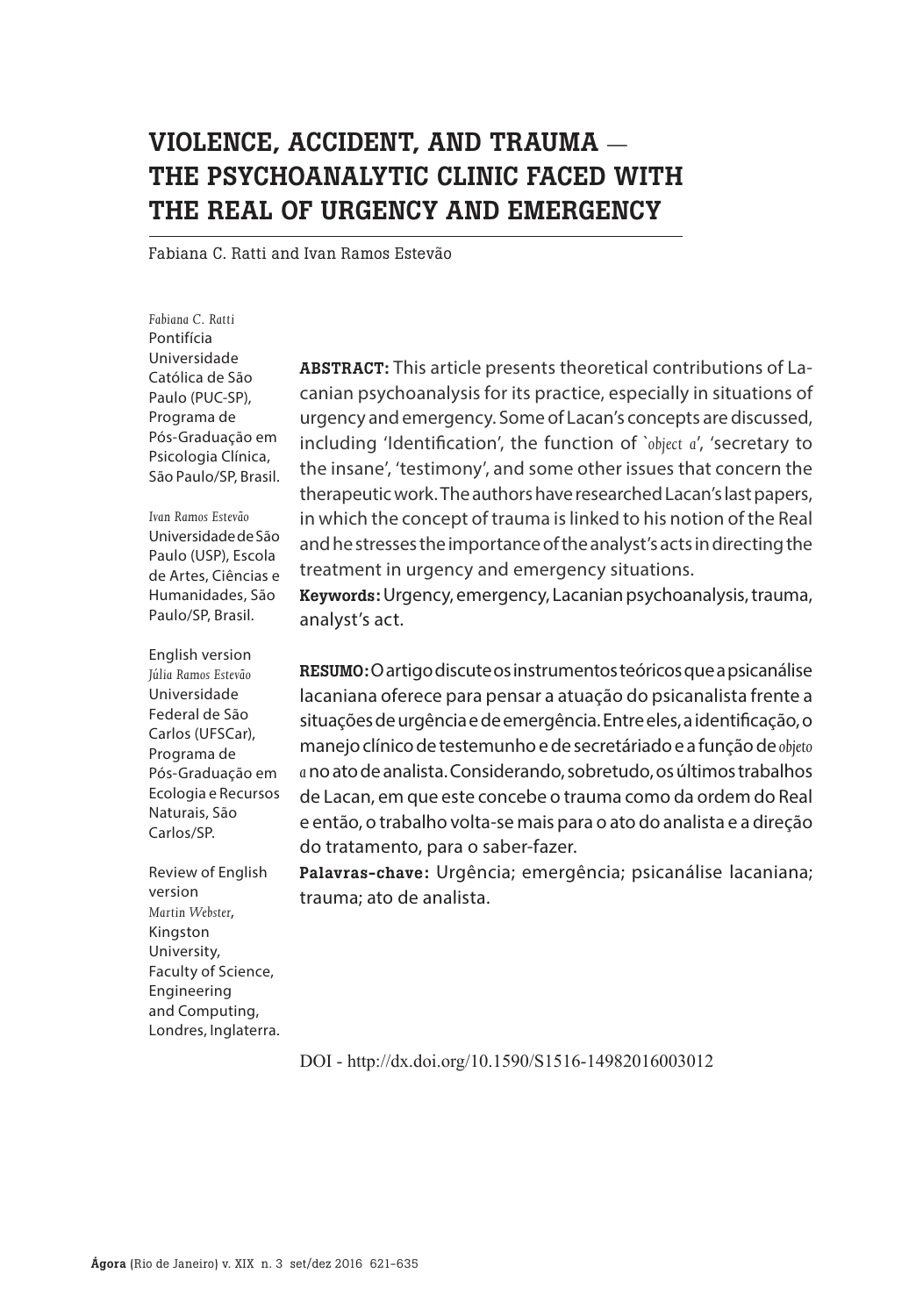# VIOLENCE, ACCIDENT, AND TRAUMA — THE PSYCHOANALYTIC CLINIC FACED WITH THE REAL OF URGENCY AND EMERGENCY

Fabiana C. Ratti and Ivan Ramos Estevão

*Fabiana C. Ratti*
Pontifícia Universidade Católica de São Paulo (PUC-SP), Programa de Pós-Graduação em Psicologia Clínica, São Paulo/SP, Brasil.

*Ivan Ramos Estevão*
Universidade de São Paulo (USP), Escola de Artes, Ciências e Humanidades, São Paulo/SP, Brasil.

English version
*Júlia Ramos Estevão*
Universidade Federal de São Carlos (UFSCar), Programa de Pós-Graduação em Ecologia e Recursos Naturais, São Carlos/SP.

Review of English version
*Martin Webster*,
Kingston University, Faculty of Science, Engineering and Computing, Londres, Inglaterra.

**ABSTRACT:** This article presents theoretical contributions of Lacanian psychoanalysis for its practice, especially in situations of urgency and emergency. Some of Lacan's concepts are discussed, including 'Identification', the function of `*object a*', 'secretary to the insane', 'testimony', and some other issues that concern the therapeutic work. The authors have researched Lacan's last papers, in which the concept of trauma is linked to his notion of the Real and he stresses the importance of the analyst's acts in directing the treatment in urgency and emergency situations.

**Keywords:** Urgency, emergency, Lacanian psychoanalysis, trauma, analyst's act.

**RESUMO:** O artigo discute os instrumentos teóricos que a psicanálise lacaniana oferece para pensar a atuação do psicanalista frente a situações de urgência e de emergência. Entre eles, a identificação, o manejo clínico de testemunho e de secretáriado e a função de *objeto a* no ato de analista. Considerando, sobretudo, os últimos trabalhos de Lacan, em que este concebe o trauma como da ordem do Real e então, o trabalho volta-se mais para o ato do analista e a direção do tratamento, para o saber-fazer.

**Palavras-chave:** Urgência; emergência; psicanálise lacaniana; trauma; ato de analista.

DOI - http://dx.doi.org/10.1590/S1516-14982016003012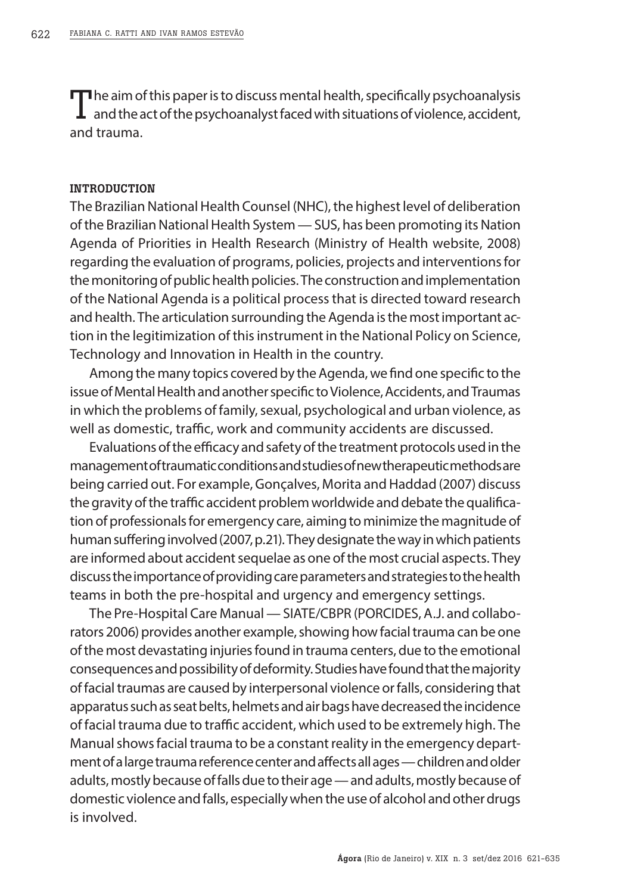The aim of this paper is to discuss mental health, specifically psychoanalysis and the act of the psychoanalyst faced with situations of violence, accident, and trauma.

## INTRODUCTION

The Brazilian National Health Counsel (NHC), the highest level of deliberation of the Brazilian National Health System — SUS, has been promoting its Nation Agenda of Priorities in Health Research (Ministry of Health website, 2008) regarding the evaluation of programs, policies, projects and interventions for the monitoring of public health policies. The construction and implementation of the National Agenda is a political process that is directed toward research and health. The articulation surrounding the Agenda is the most important action in the legitimization of this instrument in the National Policy on Science, Technology and Innovation in Health in the country.

Among the many topics covered by the Agenda, we find one specific to the issue of Mental Health and another specific to Violence, Accidents, and Traumas in which the problems of family, sexual, psychological and urban violence, as well as domestic, traffic, work and community accidents are discussed.

Evaluations of the efficacy and safety of the treatment protocols used in the management of traumatic conditions and studies of new therapeutic methods are being carried out. For example, Gonçalves, Morita and Haddad (2007) discuss the gravity of the traffic accident problem worldwide and debate the qualification of professionals for emergency care, aiming to minimize the magnitude of human suffering involved (2007, p.21). They designate the way in which patients are informed about accident sequelae as one of the most crucial aspects. They discuss the importance of providing care parameters and strategies to the health teams in both the pre-hospital and urgency and emergency settings.

The Pre-Hospital Care Manual — SIATE/CBPR (PORCIDES, A.J. and collaborators 2006) provides another example, showing how facial trauma can be one of the most devastating injuries found in trauma centers, due to the emotional consequences and possibility of deformity. Studies have found that the majority of facial traumas are caused by interpersonal violence or falls, considering that apparatus such as seat belts, helmets and air bags have decreased the incidence of facial trauma due to traffic accident, which used to be extremely high. The Manual shows facial trauma to be a constant reality in the emergency department of a large trauma reference center and affects all ages — children and older adults, mostly because of falls due to their age — and adults, mostly because of domestic violence and falls, especially when the use of alcohol and other drugs is involved.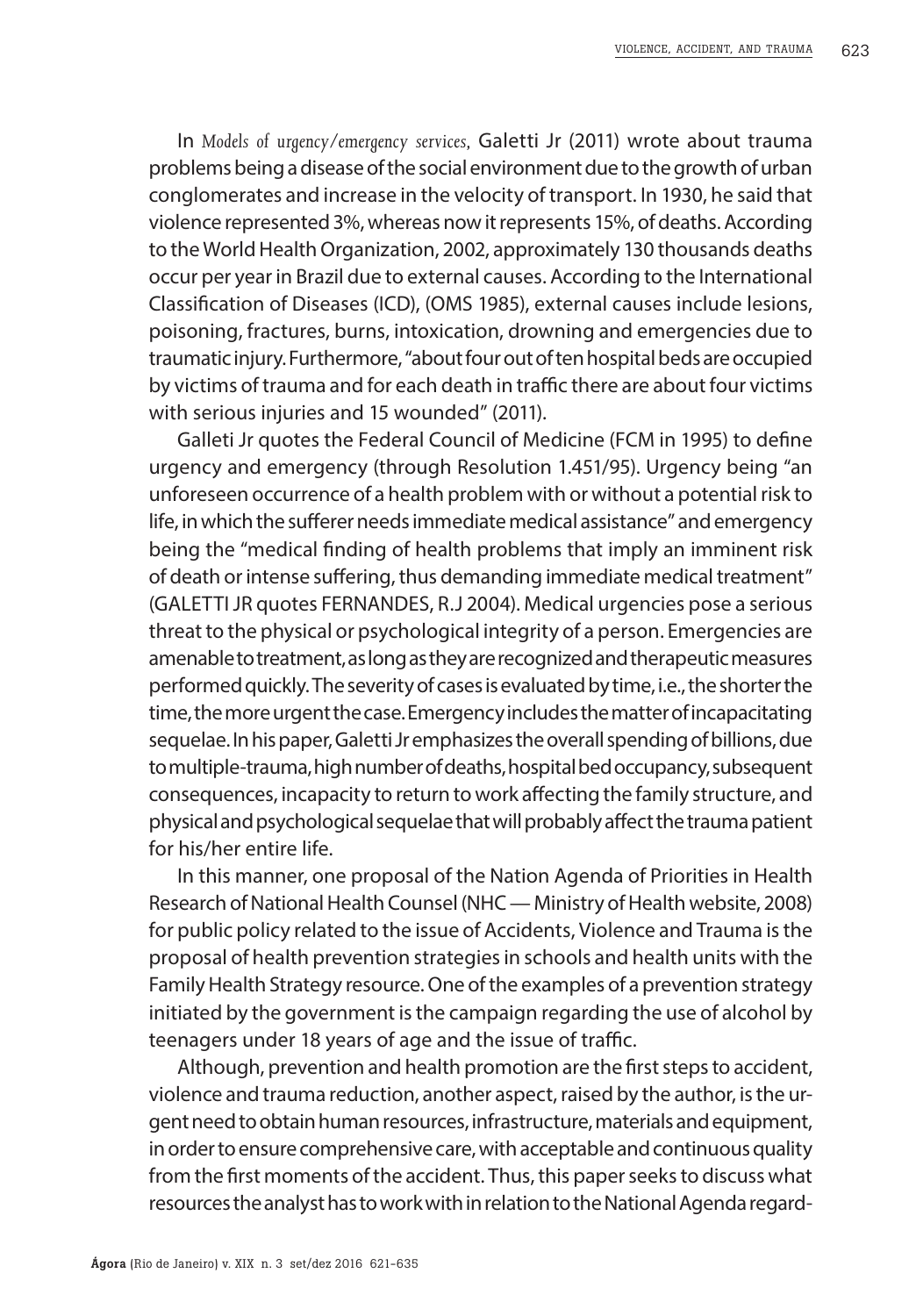In *Models of urgency/emergency services*, Galetti Jr (2011) wrote about trauma problems being a disease of the social environment due to the growth of urban conglomerates and increase in the velocity of transport. In 1930, he said that violence represented 3%, whereas now it represents 15%, of deaths. According to the World Health Organization, 2002, approximately 130 thousands deaths occur per year in Brazil due to external causes. According to the International Classification of Diseases (ICD), (OMS 1985), external causes include lesions, poisoning, fractures, burns, intoxication, drowning and emergencies due to traumatic injury. Furthermore, "about four out of ten hospital beds are occupied by victims of trauma and for each death in traffic there are about four victims with serious injuries and 15 wounded" (2011).

Galleti Jr quotes the Federal Council of Medicine (FCM in 1995) to define urgency and emergency (through Resolution 1.451/95). Urgency being "an unforeseen occurrence of a health problem with or without a potential risk to life, in which the sufferer needs immediate medical assistance" and emergency being the "medical finding of health problems that imply an imminent risk of death or intense suffering, thus demanding immediate medical treatment" (GALETTI JR quotes FERNANDES, R.J 2004). Medical urgencies pose a serious threat to the physical or psychological integrity of a person. Emergencies are amenable to treatment, as long as they are recognized and therapeutic measures performed quickly. The severity of cases is evaluated by time, i.e., the shorter the time, the more urgent the case. Emergency includes the matter of incapacitating sequelae. In his paper, Galetti Jr emphasizes the overall spending of billions, due to multiple-trauma, high number of deaths, hospital bed occupancy, subsequent consequences, incapacity to return to work affecting the family structure, and physical and psychological sequelae that will probably affect the trauma patient for his/her entire life.

In this manner, one proposal of the Nation Agenda of Priorities in Health Research of National Health Counsel (NHC — Ministry of Health website, 2008) for public policy related to the issue of Accidents, Violence and Trauma is the proposal of health prevention strategies in schools and health units with the Family Health Strategy resource. One of the examples of a prevention strategy initiated by the government is the campaign regarding the use of alcohol by teenagers under 18 years of age and the issue of traffic.

Although, prevention and health promotion are the first steps to accident, violence and trauma reduction, another aspect, raised by the author, is the urgent need to obtain human resources, infrastructure, materials and equipment, in order to ensure comprehensive care, with acceptable and continuous quality from the first moments of the accident. Thus, this paper seeks to discuss what resources the analyst has to work with in relation to the National Agenda regard-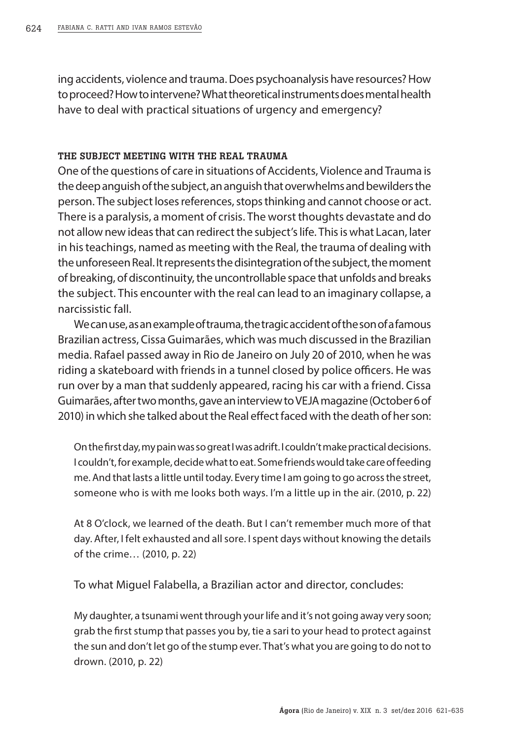ing accidents, violence and trauma. Does psychoanalysis have resources? How to proceed? How to intervene? What theoretical instruments does mental health have to deal with practical situations of urgency and emergency?

## THE SUBJECT MEETING WITH THE REAL TRAUMA

One of the questions of care in situations of Accidents, Violence and Trauma is the deep anguish of the subject, an anguish that overwhelms and bewilders the person. The subject loses references, stops thinking and cannot choose or act. There is a paralysis, a moment of crisis. The worst thoughts devastate and do not allow new ideas that can redirect the subject's life. This is what Lacan, later in his teachings, named as meeting with the Real, the trauma of dealing with the unforeseen Real. It represents the disintegration of the subject, the moment of breaking, of discontinuity, the uncontrollable space that unfolds and breaks the subject. This encounter with the real can lead to an imaginary collapse, a narcissistic fall.

We can use, as an example of trauma, the tragic accident of the son of a famous Brazilian actress, Cissa Guimarães, which was much discussed in the Brazilian media. Rafael passed away in Rio de Janeiro on July 20 of 2010, when he was riding a skateboard with friends in a tunnel closed by police officers. He was run over by a man that suddenly appeared, racing his car with a friend. Cissa Guimarães, after two months, gave an interview to VEJA magazine (October 6 of 2010) in which she talked about the Real effect faced with the death of her son:

> On the first day, my pain was so great I was adrift. I couldn't make practical decisions. I couldn't, for example, decide what to eat. Some friends would take care of feeding me. And that lasts a little until today. Every time I am going to go across the street, someone who is with me looks both ways. I'm a little up in the air. (2010, p. 22)

> At 8 O'clock, we learned of the death. But I can't remember much more of that day. After, I felt exhausted and all sore. I spent days without knowing the details of the crime… (2010, p. 22)

To what Miguel Falabella, a Brazilian actor and director, concludes:

> My daughter, a tsunami went through your life and it's not going away very soon; grab the first stump that passes you by, tie a sari to your head to protect against the sun and don't let go of the stump ever. That's what you are going to do not to drown. (2010, p. 22)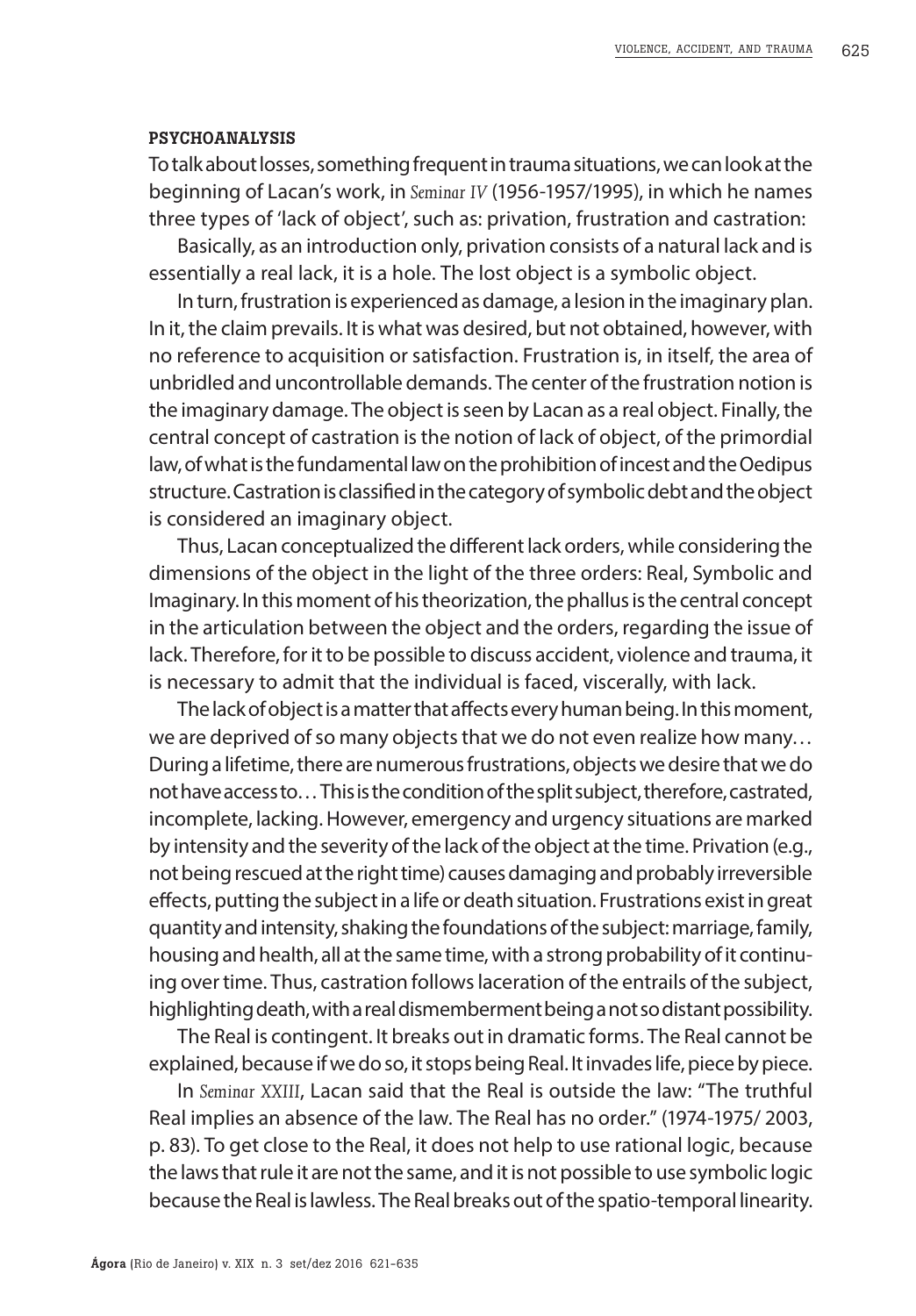## PSYCHOANALYSIS

To talk about losses, something frequent in trauma situations, we can look at the beginning of Lacan's work, in *Seminar IV* (1956-1957/1995), in which he names three types of 'lack of object', such as: privation, frustration and castration:

Basically, as an introduction only, privation consists of a natural lack and is essentially a real lack, it is a hole. The lost object is a symbolic object.

In turn, frustration is experienced as damage, a lesion in the imaginary plan. In it, the claim prevails. It is what was desired, but not obtained, however, with no reference to acquisition or satisfaction. Frustration is, in itself, the area of unbridled and uncontrollable demands. The center of the frustration notion is the imaginary damage. The object is seen by Lacan as a real object. Finally, the central concept of castration is the notion of lack of object, of the primordial law, of what is the fundamental law on the prohibition of incest and the Oedipus structure. Castration is classified in the category of symbolic debt and the object is considered an imaginary object.

Thus, Lacan conceptualized the different lack orders, while considering the dimensions of the object in the light of the three orders: Real, Symbolic and Imaginary. In this moment of his theorization, the phallus is the central concept in the articulation between the object and the orders, regarding the issue of lack. Therefore, for it to be possible to discuss accident, violence and trauma, it is necessary to admit that the individual is faced, viscerally, with lack.

The lack of object is a matter that affects every human being. In this moment, we are deprived of so many objects that we do not even realize how many… During a lifetime, there are numerous frustrations, objects we desire that we do not have access to… This is the condition of the split subject, therefore, castrated, incomplete, lacking. However, emergency and urgency situations are marked by intensity and the severity of the lack of the object at the time. Privation (e.g., not being rescued at the right time) causes damaging and probably irreversible effects, putting the subject in a life or death situation. Frustrations exist in great quantity and intensity, shaking the foundations of the subject: marriage, family, housing and health, all at the same time, with a strong probability of it continuing over time. Thus, castration follows laceration of the entrails of the subject, highlighting death, with a real dismemberment being a not so distant possibility.

The Real is contingent. It breaks out in dramatic forms. The Real cannot be explained, because if we do so, it stops being Real. It invades life, piece by piece.

In *Seminar XXIII*, Lacan said that the Real is outside the law: "The truthful Real implies an absence of the law. The Real has no order." (1974-1975/ 2003, p. 83). To get close to the Real, it does not help to use rational logic, because the laws that rule it are not the same, and it is not possible to use symbolic logic because the Real is lawless. The Real breaks out of the spatio-temporal linearity.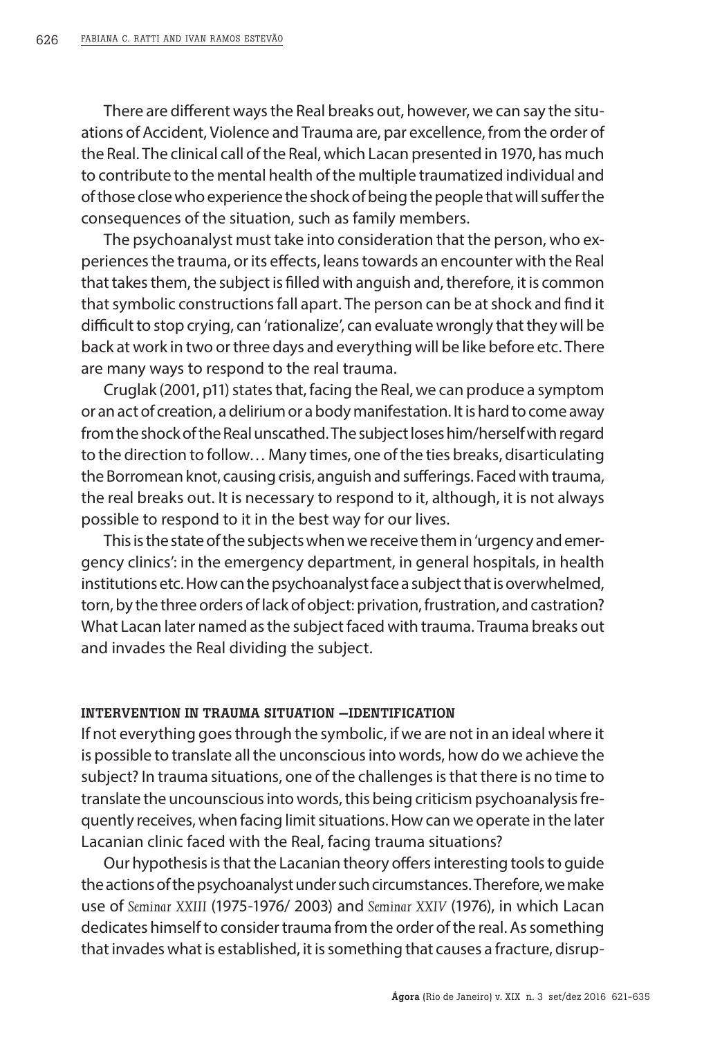There are different ways the Real breaks out, however, we can say the situations of Accident, Violence and Trauma are, par excellence, from the order of the Real. The clinical call of the Real, which Lacan presented in 1970, has much to contribute to the mental health of the multiple traumatized individual and of those close who experience the shock of being the people that will suffer the consequences of the situation, such as family members.

The psychoanalyst must take into consideration that the person, who experiences the trauma, or its effects, leans towards an encounter with the Real that takes them, the subject is filled with anguish and, therefore, it is common that symbolic constructions fall apart. The person can be at shock and find it difficult to stop crying, can 'rationalize', can evaluate wrongly that they will be back at work in two or three days and everything will be like before etc. There are many ways to respond to the real trauma.

Cruglak (2001, p11) states that, facing the Real, we can produce a symptom or an act of creation, a delirium or a body manifestation. It is hard to come away from the shock of the Real unscathed. The subject loses him/herself with regard to the direction to follow… Many times, one of the ties breaks, disarticulating the Borromean knot, causing crisis, anguish and sufferings. Faced with trauma, the real breaks out. It is necessary to respond to it, although, it is not always possible to respond to it in the best way for our lives.

This is the state of the subjects when we receive them in 'urgency and emergency clinics': in the emergency department, in general hospitals, in health institutions etc. How can the psychoanalyst face a subject that is overwhelmed, torn, by the three orders of lack of object: privation, frustration, and castration? What Lacan later named as the subject faced with trauma. Trauma breaks out and invades the Real dividing the subject.

## INTERVENTION IN TRAUMA SITUATION —IDENTIFICATION

If not everything goes through the symbolic, if we are not in an ideal where it is possible to translate all the unconscious into words, how do we achieve the subject? In trauma situations, one of the challenges is that there is no time to translate the uncounscious into words, this being criticism psychoanalysis frequently receives, when facing limit situations. How can we operate in the later Lacanian clinic faced with the Real, facing trauma situations?

Our hypothesis is that the Lacanian theory offers interesting tools to guide the actions of the psychoanalyst under such circumstances. Therefore, we make use of *Seminar XXIII* (1975-1976/ 2003) and *Seminar XXIV* (1976), in which Lacan dedicates himself to consider trauma from the order of the real. As something that invades what is established, it is something that causes a fracture, disrup-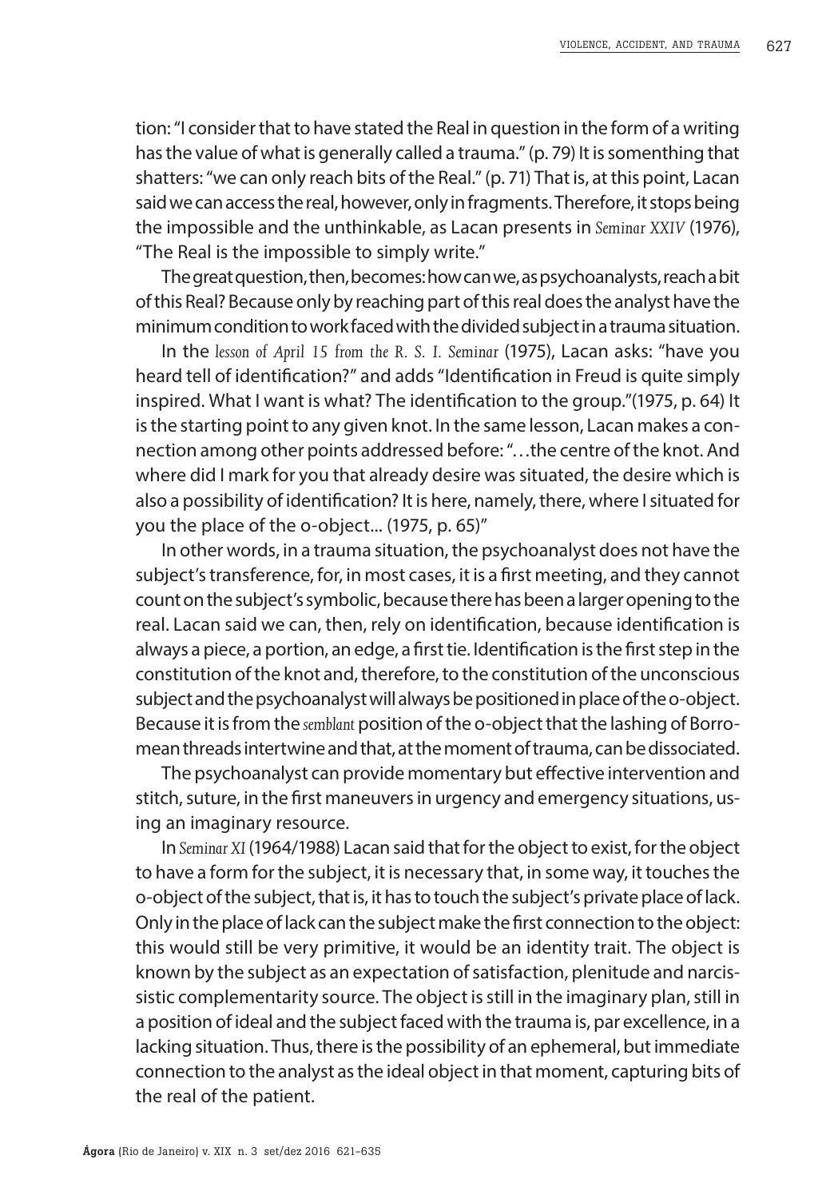tion: "I consider that to have stated the Real in question in the form of a writing has the value of what is generally called a trauma." (p. 79) It is something that shatters: "we can only reach bits of the Real." (p. 71) That is, at this point, Lacan said we can access the real, however, only in fragments. Therefore, it stops being the impossible and the unthinkable, as Lacan presents in *Seminar XXIV* (1976), "The Real is the impossible to simply write."

The great question, then, becomes: how can we, as psychoanalysts, reach a bit of this Real? Because only by reaching part of this real does the analyst have the minimum condition to work faced with the divided subject in a trauma situation.

In the *lesson of April 15 from the R. S. I. Seminar* (1975), Lacan asks: "have you heard tell of identification?" and adds "Identification in Freud is quite simply inspired. What I want is what? The identification to the group."(1975, p. 64) It is the starting point to any given knot. In the same lesson, Lacan makes a connection among other points addressed before: "…the centre of the knot. And where did I mark for you that already desire was situated, the desire which is also a possibility of identification? It is here, namely, there, where I situated for you the place of the o-object... (1975, p. 65)"

In other words, in a trauma situation, the psychoanalyst does not have the subject's transference, for, in most cases, it is a first meeting, and they cannot count on the subject's symbolic, because there has been a larger opening to the real. Lacan said we can, then, rely on identification, because identification is always a piece, a portion, an edge, a first tie. Identification is the first step in the constitution of the knot and, therefore, to the constitution of the unconscious subject and the psychoanalyst will always be positioned in place of the o-object. Because it is from the *semblant* position of the o-object that the lashing of Borromean threads intertwine and that, at the moment of trauma, can be dissociated.

The psychoanalyst can provide momentary but effective intervention and stitch, suture, in the first maneuvers in urgency and emergency situations, using an imaginary resource.

In *Seminar XI* (1964/1988) Lacan said that for the object to exist, for the object to have a form for the subject, it is necessary that, in some way, it touches the o-object of the subject, that is, it has to touch the subject's private place of lack. Only in the place of lack can the subject make the first connection to the object: this would still be very primitive, it would be an identity trait. The object is known by the subject as an expectation of satisfaction, plenitude and narcissistic complementarity source. The object is still in the imaginary plan, still in a position of ideal and the subject faced with the trauma is, par excellence, in a lacking situation. Thus, there is the possibility of an ephemeral, but immediate connection to the analyst as the ideal object in that moment, capturing bits of the real of the patient.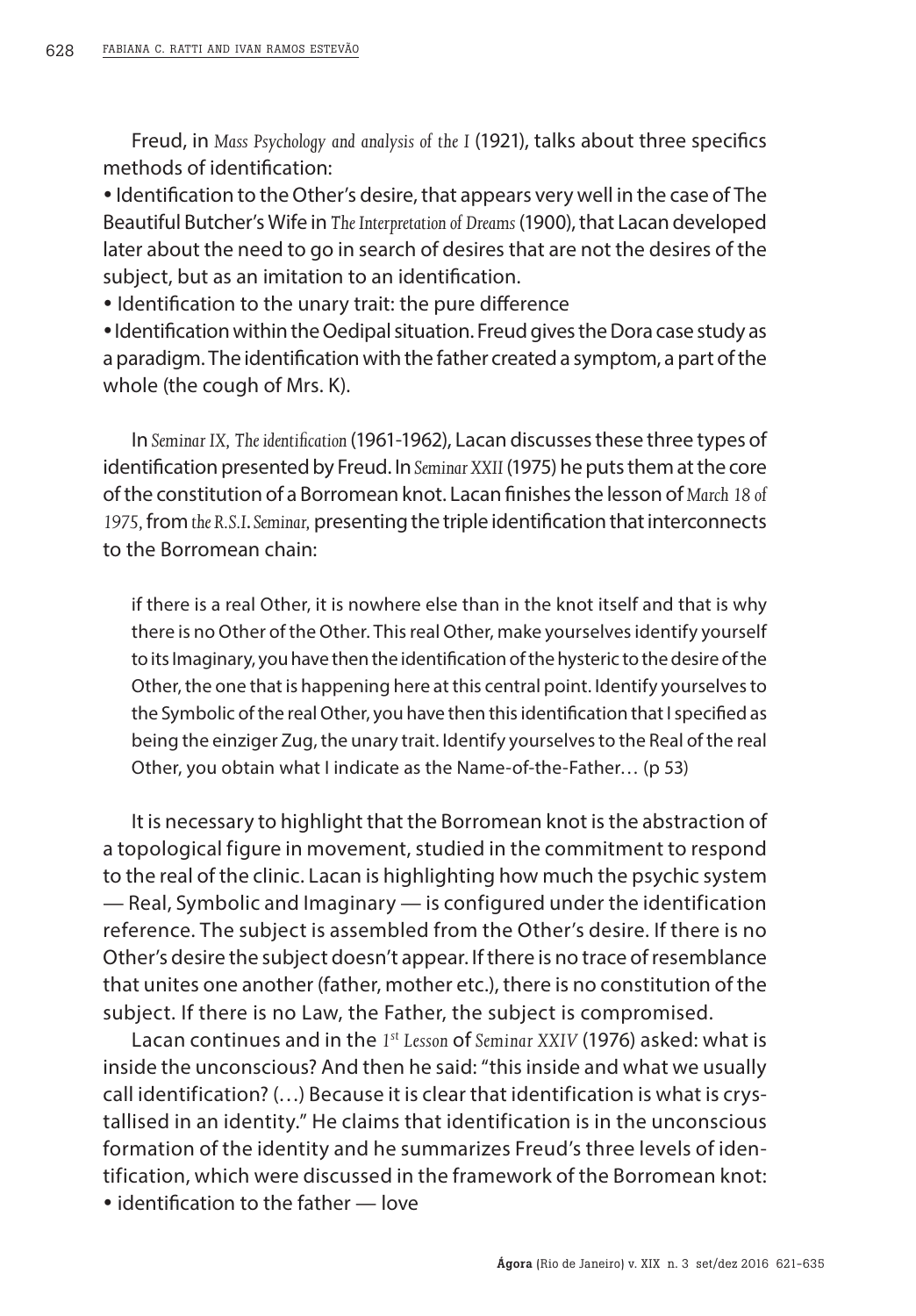Freud, in *Mass Psychology and analysis of the I* (1921), talks about three specifics methods of identification:

- Identification to the Other's desire, that appears very well in the case of The Beautiful Butcher's Wife in *The Interpretation of Dreams* (1900), that Lacan developed later about the need to go in search of desires that are not the desires of the subject, but as an imitation to an identification.
- Identification to the unary trait: the pure difference
- Identification within the Oedipal situation. Freud gives the Dora case study as a paradigm. The identification with the father created a symptom, a part of the whole (the cough of Mrs. K).

In *Seminar IX, The identification* (1961-1962), Lacan discusses these three types of identification presented by Freud. In *Seminar XXII* (1975) he puts them at the core of the constitution of a Borromean knot. Lacan finishes the lesson of *March 18 of 1975*, from *the R.S.I. Seminar*, presenting the triple identification that interconnects to the Borromean chain:

> if there is a real Other, it is nowhere else than in the knot itself and that is why there is no Other of the Other. This real Other, make yourselves identify yourself to its Imaginary, you have then the identification of the hysteric to the desire of the Other, the one that is happening here at this central point. Identify yourselves to the Symbolic of the real Other, you have then this identification that I specified as being the einziger Zug, the unary trait. Identify yourselves to the Real of the real Other, you obtain what I indicate as the Name-of-the-Father… (p 53)

It is necessary to highlight that the Borromean knot is the abstraction of a topological figure in movement, studied in the commitment to respond to the real of the clinic. Lacan is highlighting how much the psychic system — Real, Symbolic and Imaginary — is configured under the identification reference. The subject is assembled from the Other's desire. If there is no Other's desire the subject doesn't appear. If there is no trace of resemblance that unites one another (father, mother etc.), there is no constitution of the subject. If there is no Law, the Father, the subject is compromised.

Lacan continues and in the *1st Lesson* of *Seminar XXIV* (1976) asked: what is inside the unconscious? And then he said: "this inside and what we usually call identification? (…) Because it is clear that identification is what is crystallised in an identity." He claims that identification is in the unconscious formation of the identity and he summarizes Freud's three levels of identification, which were discussed in the framework of the Borromean knot:

- identification to the father — love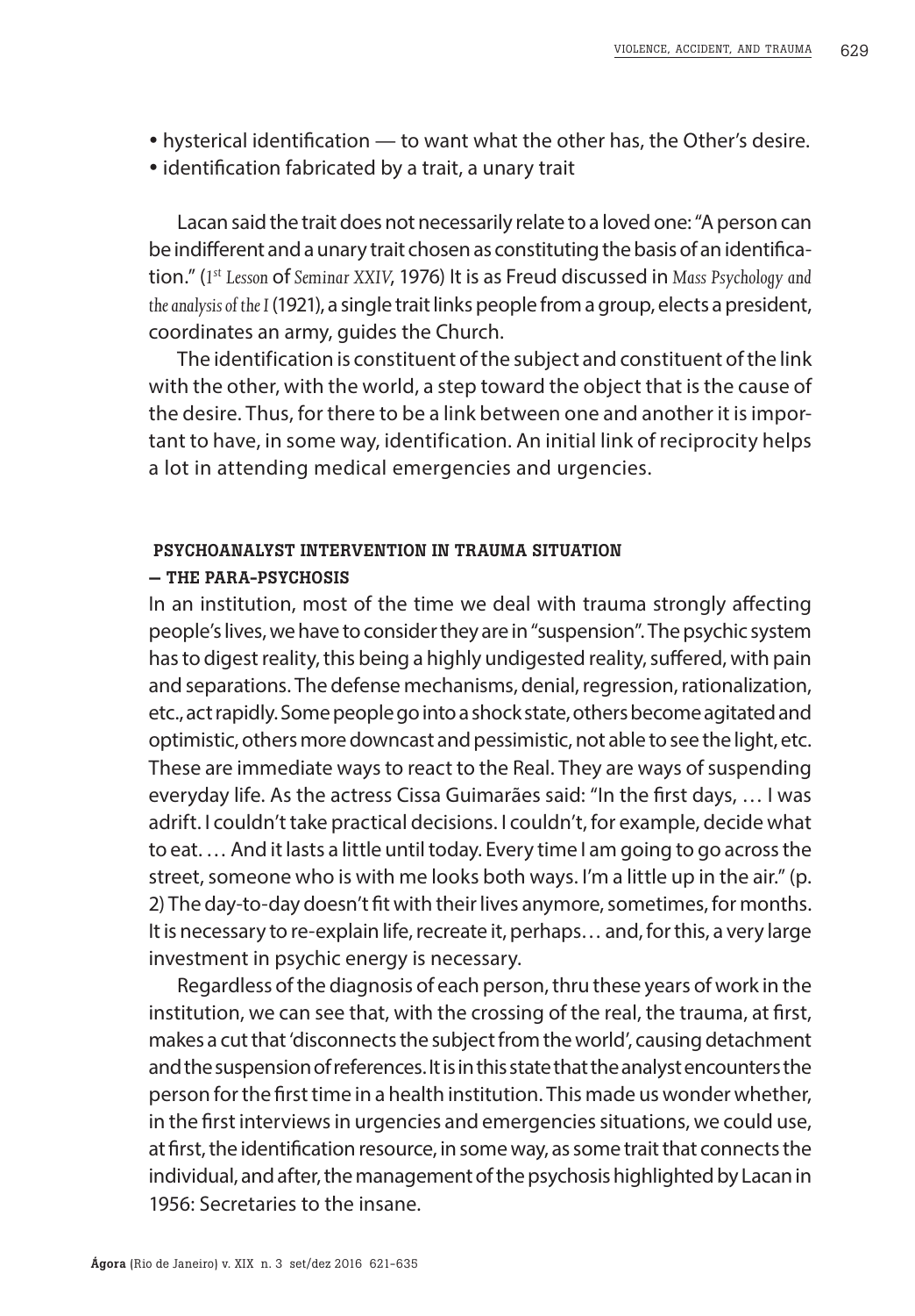- hysterical identification — to want what the other has, the Other's desire.
- identification fabricated by a trait, a unary trait

Lacan said the trait does not necessarily relate to a loved one: "A person can be indifferent and a unary trait chosen as constituting the basis of an identification." (*1st Lesson* of *Seminar XXIV*, 1976) It is as Freud discussed in *Mass Psychology and the analysis of the I* (1921), a single trait links people from a group, elects a president, coordinates an army, guides the Church.

The identification is constituent of the subject and constituent of the link with the other, with the world, a step toward the object that is the cause of the desire. Thus, for there to be a link between one and another it is important to have, in some way, identification. An initial link of reciprocity helps a lot in attending medical emergencies and urgencies.

## PSYCHOANALYST INTERVENTION IN TRAUMA SITUATION — THE PARA-PSYCHOSIS

In an institution, most of the time we deal with trauma strongly affecting people's lives, we have to consider they are in "suspension". The psychic system has to digest reality, this being a highly undigested reality, suffered, with pain and separations. The defense mechanisms, denial, regression, rationalization, etc., act rapidly. Some people go into a shock state, others become agitated and optimistic, others more downcast and pessimistic, not able to see the light, etc. These are immediate ways to react to the Real. They are ways of suspending everyday life. As the actress Cissa Guimarães said: "In the first days, … I was adrift. I couldn't take practical decisions. I couldn't, for example, decide what to eat. … And it lasts a little until today. Every time I am going to go across the street, someone who is with me looks both ways. I'm a little up in the air." (p. 2) The day-to-day doesn't fit with their lives anymore, sometimes, for months. It is necessary to re-explain life, recreate it, perhaps… and, for this, a very large investment in psychic energy is necessary.

Regardless of the diagnosis of each person, thru these years of work in the institution, we can see that, with the crossing of the real, the trauma, at first, makes a cut that 'disconnects the subject from the world', causing detachment and the suspension of references. It is in this state that the analyst encounters the person for the first time in a health institution. This made us wonder whether, in the first interviews in urgencies and emergencies situations, we could use, at first, the identification resource, in some way, as some trait that connects the individual, and after, the management of the psychosis highlighted by Lacan in 1956: Secretaries to the insane.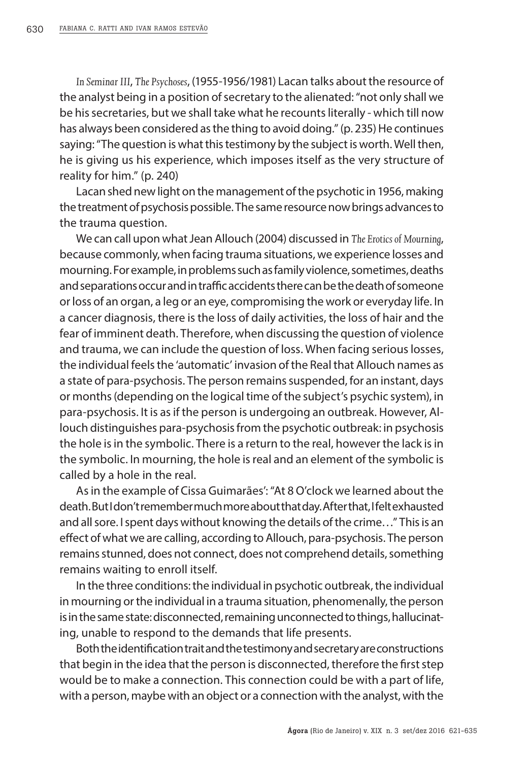*In Seminar III*, *The Psychoses*, (1955-1956/1981) Lacan talks about the resource of the analyst being in a position of secretary to the alienated: "not only shall we be his secretaries, but we shall take what he recounts literally - which till now has always been considered as the thing to avoid doing." (p. 235) He continues saying: "The question is what this testimony by the subject is worth. Well then, he is giving us his experience, which imposes itself as the very structure of reality for him." (p. 240)

Lacan shed new light on the management of the psychotic in 1956, making the treatment of psychosis possible. The same resource now brings advances to the trauma question.

We can call upon what Jean Allouch (2004) discussed in *The Erotics of Mourning*, because commonly, when facing trauma situations, we experience losses and mourning. For example, in problems such as family violence, sometimes, deaths and separations occur and in traffic accidents there can be the death of someone or loss of an organ, a leg or an eye, compromising the work or everyday life. In a cancer diagnosis, there is the loss of daily activities, the loss of hair and the fear of imminent death. Therefore, when discussing the question of violence and trauma, we can include the question of loss. When facing serious losses, the individual feels the 'automatic' invasion of the Real that Allouch names as a state of para-psychosis. The person remains suspended, for an instant, days or months (depending on the logical time of the subject's psychic system), in para-psychosis. It is as if the person is undergoing an outbreak. However, Allouch distinguishes para-psychosis from the psychotic outbreak: in psychosis the hole is in the symbolic. There is a return to the real, however the lack is in the symbolic. In mourning, the hole is real and an element of the symbolic is called by a hole in the real.

As in the example of Cissa Guimarães': "At 8 O'clock we learned about the death. But I don't remember much more about that day. After that, I felt exhausted and all sore. I spent days without knowing the details of the crime…" This is an effect of what we are calling, according to Allouch, para-psychosis. The person remains stunned, does not connect, does not comprehend details, something remains waiting to enroll itself.

In the three conditions: the individual in psychotic outbreak, the individual in mourning or the individual in a trauma situation, phenomenally, the person is in the same state: disconnected, remaining unconnected to things, hallucinating, unable to respond to the demands that life presents.

Both the identification trait and the testimony and secretary are constructions that begin in the idea that the person is disconnected, therefore the first step would be to make a connection. This connection could be with a part of life, with a person, maybe with an object or a connection with the analyst, with the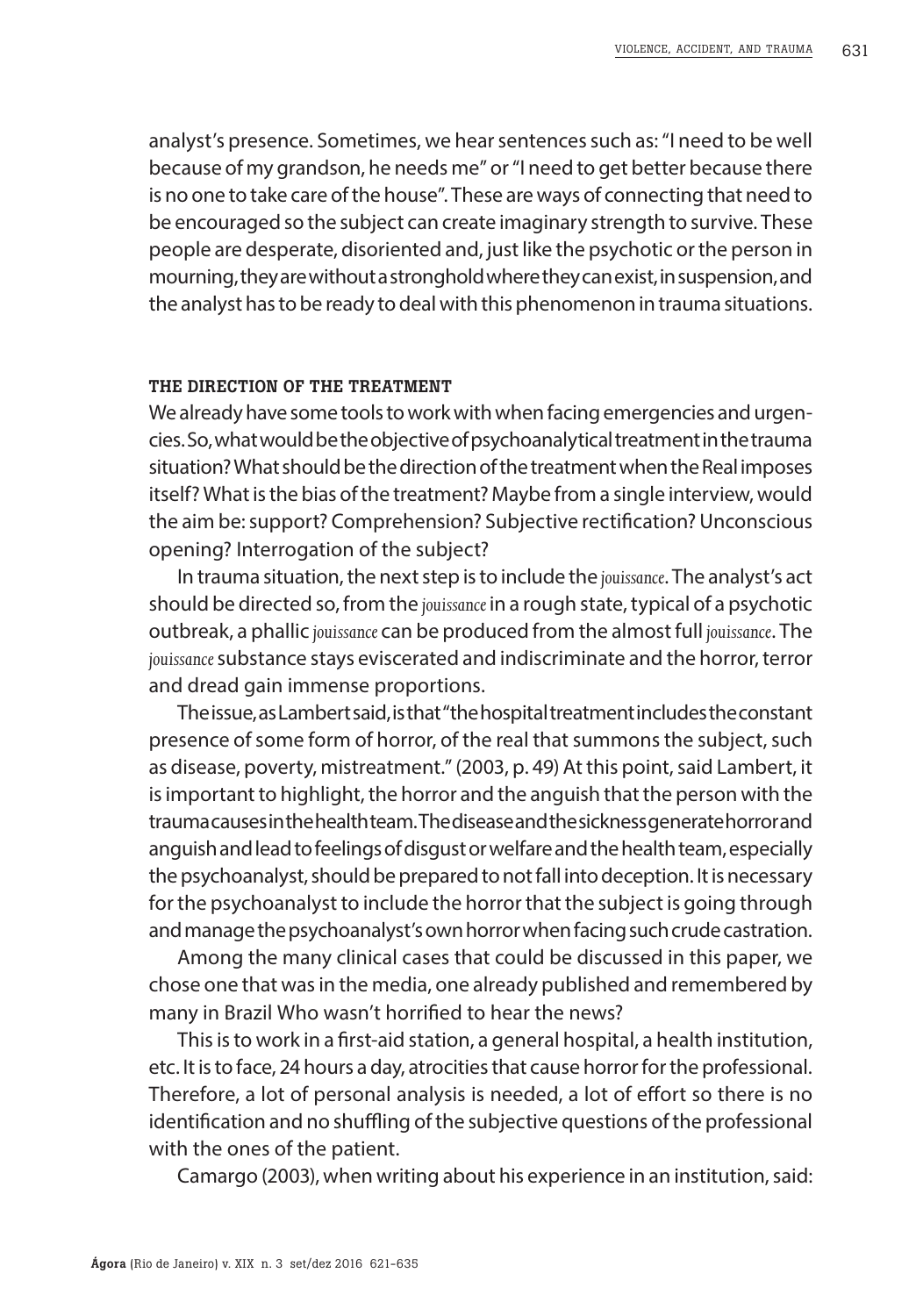analyst's presence. Sometimes, we hear sentences such as: "I need to be well because of my grandson, he needs me" or "I need to get better because there is no one to take care of the house". These are ways of connecting that need to be encouraged so the subject can create imaginary strength to survive. These people are desperate, disoriented and, just like the psychotic or the person in mourning, they are without a stronghold where they can exist, in suspension, and the analyst has to be ready to deal with this phenomenon in trauma situations.

## THE DIRECTION OF THE TREATMENT

We already have some tools to work with when facing emergencies and urgencies. So, what would be the objective of psychoanalytical treatment in the trauma situation? What should be the direction of the treatment when the Real imposes itself? What is the bias of the treatment? Maybe from a single interview, would the aim be: support? Comprehension? Subjective rectification? Unconscious opening? Interrogation of the subject?

In trauma situation, the next step is to include the *jouissance*. The analyst's act should be directed so, from the *jouissance* in a rough state, typical of a psychotic outbreak, a phallic *jouissance* can be produced from the almost full *jouissance*. The *jouissance* substance stays eviscerated and indiscriminate and the horror, terror and dread gain immense proportions.

The issue, as Lambert said, is that "the hospital treatment includes the constant presence of some form of horror, of the real that summons the subject, such as disease, poverty, mistreatment." (2003, p. 49) At this point, said Lambert, it is important to highlight, the horror and the anguish that the person with the trauma causes in the health team. The disease and the sickness generate horror and anguish and lead to feelings of disgust or welfare and the health team, especially the psychoanalyst, should be prepared to not fall into deception. It is necessary for the psychoanalyst to include the horror that the subject is going through and manage the psychoanalyst's own horror when facing such crude castration.

Among the many clinical cases that could be discussed in this paper, we chose one that was in the media, one already published and remembered by many in Brazil Who wasn't horrified to hear the news?

This is to work in a first-aid station, a general hospital, a health institution, etc. It is to face, 24 hours a day, atrocities that cause horror for the professional. Therefore, a lot of personal analysis is needed, a lot of effort so there is no identification and no shuffling of the subjective questions of the professional with the ones of the patient.

Camargo (2003), when writing about his experience in an institution, said: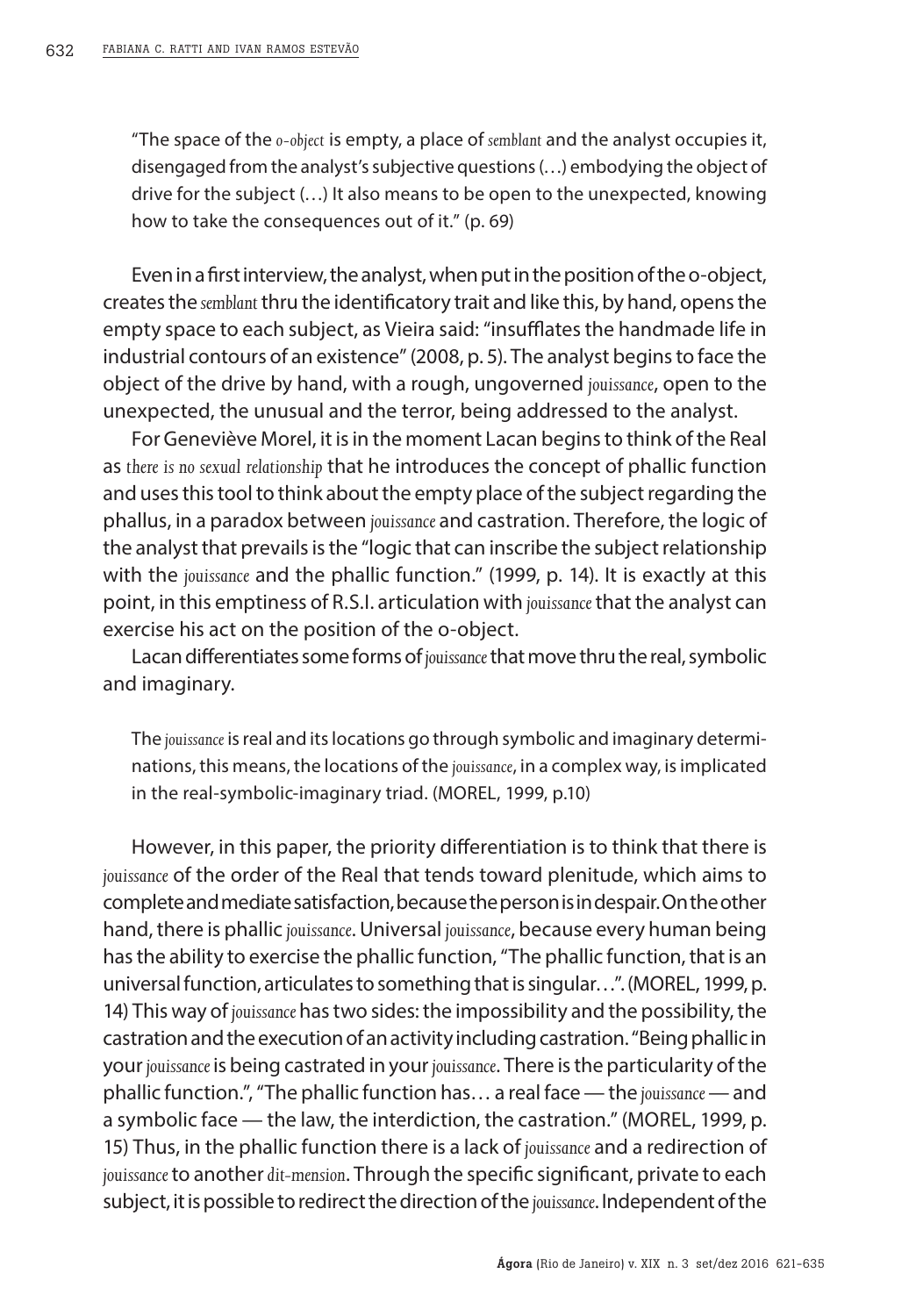> "The space of the *o-object* is empty, a place of *semblant* and the analyst occupies it, disengaged from the analyst's subjective questions (…) embodying the object of drive for the subject (…) It also means to be open to the unexpected, knowing how to take the consequences out of it." (p. 69)

Even in a first interview, the analyst, when put in the position of the o-object, creates the *semblant* thru the identificatory trait and like this, by hand, opens the empty space to each subject, as Vieira said: "insufflates the handmade life in industrial contours of an existence" (2008, p. 5). The analyst begins to face the object of the drive by hand, with a rough, ungoverned *jouissance*, open to the unexpected, the unusual and the terror, being addressed to the analyst.

For Geneviève Morel, it is in the moment Lacan begins to think of the Real as *there is no sexual relationship* that he introduces the concept of phallic function and uses this tool to think about the empty place of the subject regarding the phallus, in a paradox between *jouissance* and castration. Therefore, the logic of the analyst that prevails is the "logic that can inscribe the subject relationship with the *jouissance* and the phallic function." (1999, p. 14). It is exactly at this point, in this emptiness of R.S.I. articulation with *jouissance* that the analyst can exercise his act on the position of the o-object.

Lacan differentiates some forms of *jouissance* that move thru the real, symbolic and imaginary.

> The *jouissance* is real and its locations go through symbolic and imaginary determinations, this means, the locations of the *jouissance*, in a complex way, is implicated in the real-symbolic-imaginary triad. (MOREL, 1999, p.10)

However, in this paper, the priority differentiation is to think that there is *jouissance* of the order of the Real that tends toward plenitude, which aims to complete and mediate satisfaction, because the person is in despair. On the other hand, there is phallic *jouissance*. Universal *jouissance*, because every human being has the ability to exercise the phallic function, "The phallic function, that is an universal function, articulates to something that is singular…". (MOREL, 1999, p. 14) This way of *jouissance* has two sides: the impossibility and the possibility, the castration and the execution of an activity including castration. "Being phallic in your *jouissance* is being castrated in your *jouissance*. There is the particularity of the phallic function.", "The phallic function has… a real face — the *jouissance* — and a symbolic face — the law, the interdiction, the castration." (MOREL, 1999, p. 15) Thus, in the phallic function there is a lack of *jouissance* and a redirection of *jouissance* to another *dit-mension*. Through the specific significant, private to each subject, it is possible to redirect the direction of the *jouissance*. Independent of the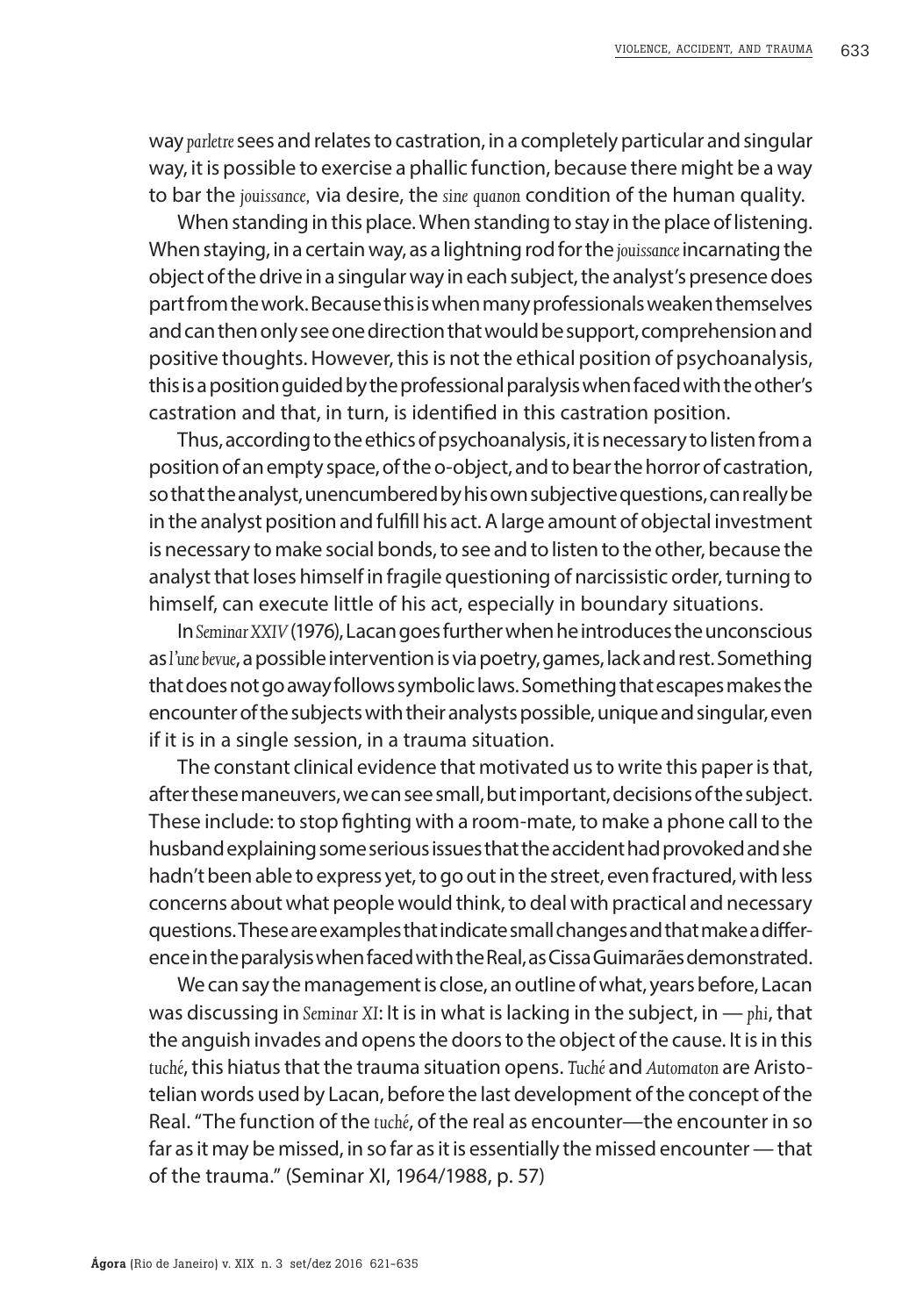way *parletre* sees and relates to castration, in a completely particular and singular way, it is possible to exercise a phallic function, because there might be a way to bar the *jouissance*, via desire, the *sine quanon* condition of the human quality.

When standing in this place. When standing to stay in the place of listening. When staying, in a certain way, as a lightning rod for the *jouissance* incarnating the object of the drive in a singular way in each subject, the analyst's presence does part from the work. Because this is when many professionals weaken themselves and can then only see one direction that would be support, comprehension and positive thoughts. However, this is not the ethical position of psychoanalysis, this is a position guided by the professional paralysis when faced with the other's castration and that, in turn, is identified in this castration position.

Thus, according to the ethics of psychoanalysis, it is necessary to listen from a position of an empty space, of the o-object, and to bear the horror of castration, so that the analyst, unencumbered by his own subjective questions, can really be in the analyst position and fulfill his act. A large amount of objectal investment is necessary to make social bonds, to see and to listen to the other, because the analyst that loses himself in fragile questioning of narcissistic order, turning to himself, can execute little of his act, especially in boundary situations.

In *Seminar XXIV* (1976), Lacan goes further when he introduces the unconscious as *l'une bevue*, a possible intervention is via poetry, games, lack and rest. Something that does not go away follows symbolic laws. Something that escapes makes the encounter of the subjects with their analysts possible, unique and singular, even if it is in a single session, in a trauma situation.

The constant clinical evidence that motivated us to write this paper is that, after these maneuvers, we can see small, but important, decisions of the subject. These include: to stop fighting with a room-mate, to make a phone call to the husband explaining some serious issues that the accident had provoked and she hadn't been able to express yet, to go out in the street, even fractured, with less concerns about what people would think, to deal with practical and necessary questions. These are examples that indicate small changes and that make a difference in the paralysis when faced with the Real, as Cissa Guimarães demonstrated.

We can say the management is close, an outline of what, years before, Lacan was discussing in *Seminar XI*: It is in what is lacking in the subject, in — *phi*, that the anguish invades and opens the doors to the object of the cause. It is in this *tuché*, this hiatus that the trauma situation opens. *Tuché* and *Automaton* are Aristotelian words used by Lacan, before the last development of the concept of the Real. "The function of the *tuché*, of the real as encounter—the encounter in so far as it may be missed, in so far as it is essentially the missed encounter — that of the trauma." (Seminar XI, 1964/1988, p. 57)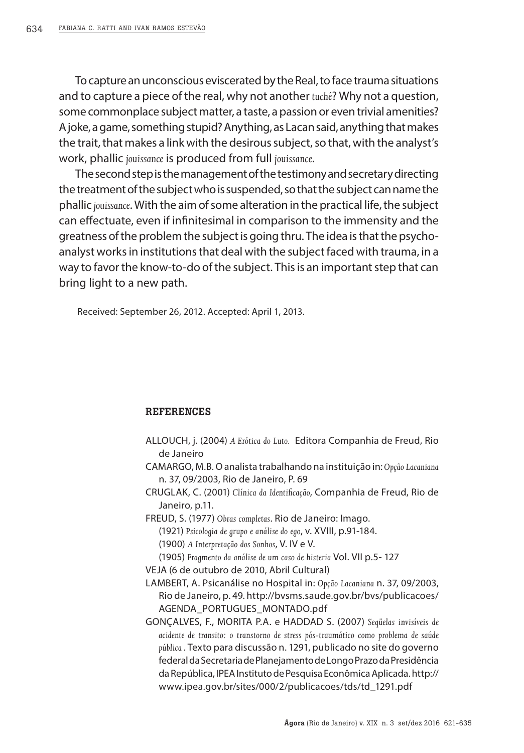To capture an unconscious eviscerated by the Real, to face trauma situations and to capture a piece of the real, why not another *tuché*? Why not a question, some commonplace subject matter, a taste, a passion or even trivial amenities? A joke, a game, something stupid? Anything, as Lacan said, anything that makes the trait, that makes a link with the desirous subject, so that, with the analyst's work, phallic *jouissance* is produced from full *jouissance*.

The second step is the management of the testimony and secretary directing the treatment of the subject who is suspended, so that the subject can name the phallic *jouissance*. With the aim of some alteration in the practical life, the subject can effectuate, even if infinitesimal in comparison to the immensity and the greatness of the problem the subject is going thru. The idea is that the psychoanalyst works in institutions that deal with the subject faced with trauma, in a way to favor the know-to-do of the subject. This is an important step that can bring light to a new path.

Received: September 26, 2012. Accepted: April 1, 2013.

## REFERENCES

ALLOUCH, j. (2004) *A Erótica do Luto.* Editora Companhia de Freud, Rio de Janeiro

CAMARGO, M.B. O analista trabalhando na instituição in: *Opção Lacaniana* n. 37, 09/2003, Rio de Janeiro, P. 69

CRUGLAK, C. (2001) *Clínica da Identificação*, Companhia de Freud, Rio de Janeiro, p.11.

FREUD, S. (1977) *Obras completas*. Rio de Janeiro: Imago.

(1921) *Psicologia de grupo e análise do ego*, v. XVIII, p.91-184.

(1900) *A Interpretação dos Sonhos*, V. IV e V.

(1905) *Fragmento da análise de um caso de histeria* Vol. VII p.5- 127

VEJA (6 de outubro de 2010, Abril Cultural)

LAMBERT, A. Psicanálise no Hospital in: *Opção Lacaniana* n. 37, 09/2003, Rio de Janeiro, p. 49. http://bvsms.saude.gov.br/bvs/publicacoes/AGENDA_PORTUGUES_MONTADO.pdf

GONÇALVES, F., MORITA P.A. e HADDAD S. (2007) *Seqüelas invisíveis de acidente de transito: o transtorno de stress pós-traumático como problema de saúde pública* . Texto para discussão n. 1291, publicado no site do governo federal da Secretaria de Planejamento de Longo Prazo da Presidência da República, IPEA Instituto de Pesquisa Econômica Aplicada. http://www.ipea.gov.br/sites/000/2/publicacoes/tds/td_1291.pdf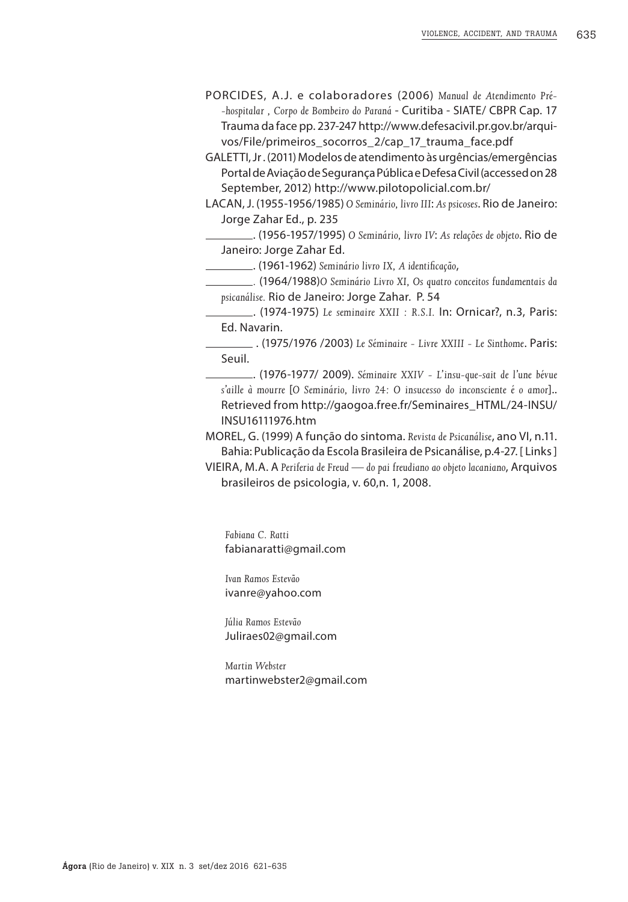PORCIDES, A.J. e colaboradores (2006) *Manual de Atendimento Pré--hospitalar , Corpo de Bombeiro do Paraná* - Curitiba - SIATE/ CBPR Cap. 17 Trauma da face pp. 237-247 http://www.defesacivil.pr.gov.br/arquivos/File/primeiros_socorros_2/cap_17_trauma_face.pdf

GALETTI, Jr . (2011) Modelos de atendimento às urgências/emergências Portal de Aviação de Segurança Pública e Defesa Civil (accessed on 28 September, 2012) http://www.pilotopolicial.com.br/

LACAN, J. (1955-1956/1985) *O Seminário, livro III*: *As psicoses*. Rio de Janeiro: Jorge Zahar Ed., p. 235

_________. (1956-1957/1995) *O Seminário, livro IV*: *As relações de objeto*. Rio de Janeiro: Jorge Zahar Ed.

_________. (1961-1962) *Seminário livro IX, A identificação*,

_________. (1964/1988)*O Seminário Livro XI, Os quatro conceitos fundamentais da psicanálise.* Rio de Janeiro: Jorge Zahar. P. 54

_________. (1974-1975) *Le seminaire XXII : R.S.I.* In: Ornicar?, n.3, Paris: Ed. Navarin.

_________ . (1975/1976 /2003) *Le Séminaire - Livre XXIII - Le Sinthome*. Paris: Seuil.

_________. (1976-1977/ 2009). *Séminaire XXIV - L'insu-que-sait de l'une bévue s'aille à mourre [O Seminário, livro 24: O insucesso do inconsciente é o amor]*.. Retrieved from http://gaogoa.free.fr/Seminaires_HTML/24-INSU/INSU16111976.htm

MOREL, G. (1999) A função do sintoma. *Revista de Psicanálise*, ano VI, n.11. Bahia: Publicação da Escola Brasileira de Psicanálise, p.4-27. [ Links ]

VIEIRA, M.A. A *Periferia de Freud — do pai freudiano ao objeto lacaniano*, Arquivos brasileiros de psicologia, v. 60,n. 1, 2008.

*Fabiana C. Ratti*
fabianaratti@gmail.com

*Ivan Ramos Estevão*
ivanre@yahoo.com

*Júlia Ramos Estevão*
Juliraes02@gmail.com

*Martin Webster*
martinwebster2@gmail.com